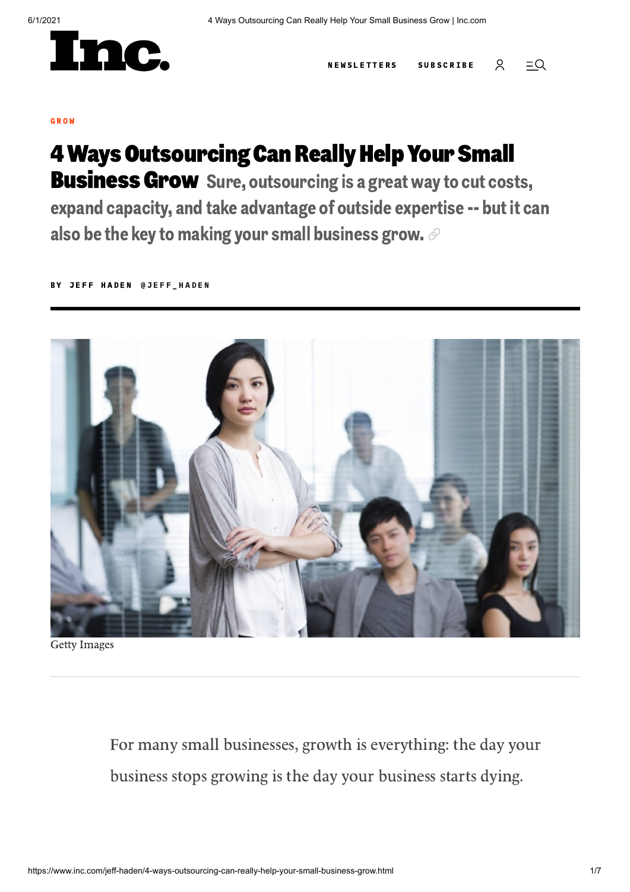GROW

# 4 Ways Outsourcing Can Really Help Your Small Business Grow

Sure, outsourcing is a great way to cut costs, expand capacity, and take advantage of outside expertise -- but it can also be the key to making your small business grow.

BY JEFF HADEN @JEFF_HADEN

Getty Images

For many small businesses, growth is everything: the day your business stops growing is the day your business starts dying.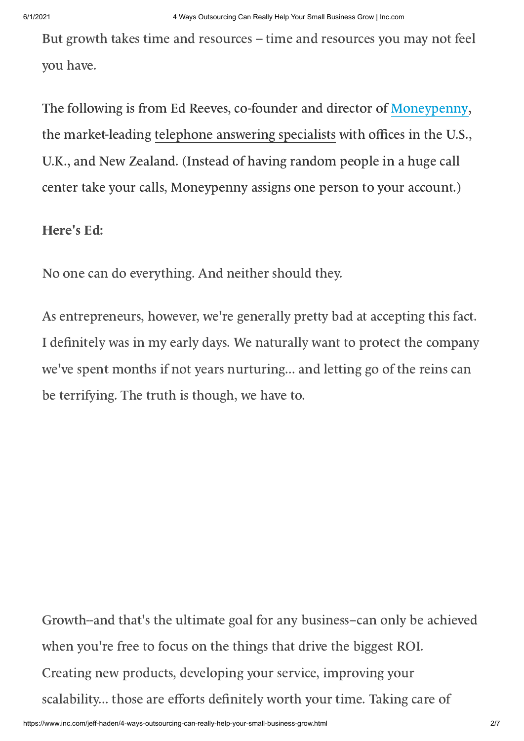But growth takes time and resources – time and resources you may not feel you have.

The following is from Ed Reeves, co-founder and director of Moneypenny, the market-leading telephone answering specialists with offices in the U.S., U.K., and New Zealand. (Instead of having random people in a huge call center take your calls, Moneypenny assigns one person to your account.)

**Here's Ed:**

No one can do everything. And neither should they.

As entrepreneurs, however, we're generally pretty bad at accepting this fact. I definitely was in my early days. We naturally want to protect the company we've spent months if not years nurturing... and letting go of the reins can be terrifying. The truth is though, we have to.

Growth–and that's the ultimate goal for any business–can only be achieved when you're free to focus on the things that drive the biggest ROI. Creating new products, developing your service, improving your scalability... those are efforts definitely worth your time. Taking care of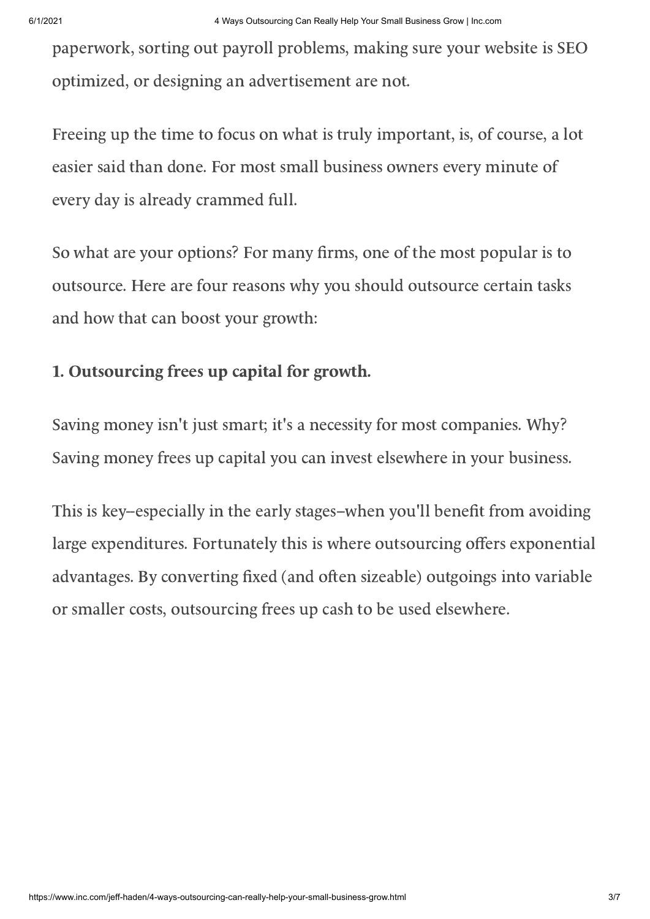paperwork, sorting out payroll problems, making sure your website is SEO optimized, or designing an advertisement are not.

Freeing up the time to focus on what is truly important, is, of course, a lot easier said than done. For most small business owners every minute of every day is already crammed full.

So what are your options? For many firms, one of the most popular is to outsource. Here are four reasons why you should outsource certain tasks and how that can boost your growth:

**1. Outsourcing frees up capital for growth.**

Saving money isn't just smart; it's a necessity for most companies. Why? Saving money frees up capital you can invest elsewhere in your business.

This is key--especially in the early stages--when you'll benefit from avoiding large expenditures. Fortunately this is where outsourcing offers exponential advantages. By converting fixed (and often sizeable) outgoings into variable or smaller costs, outsourcing frees up cash to be used elsewhere.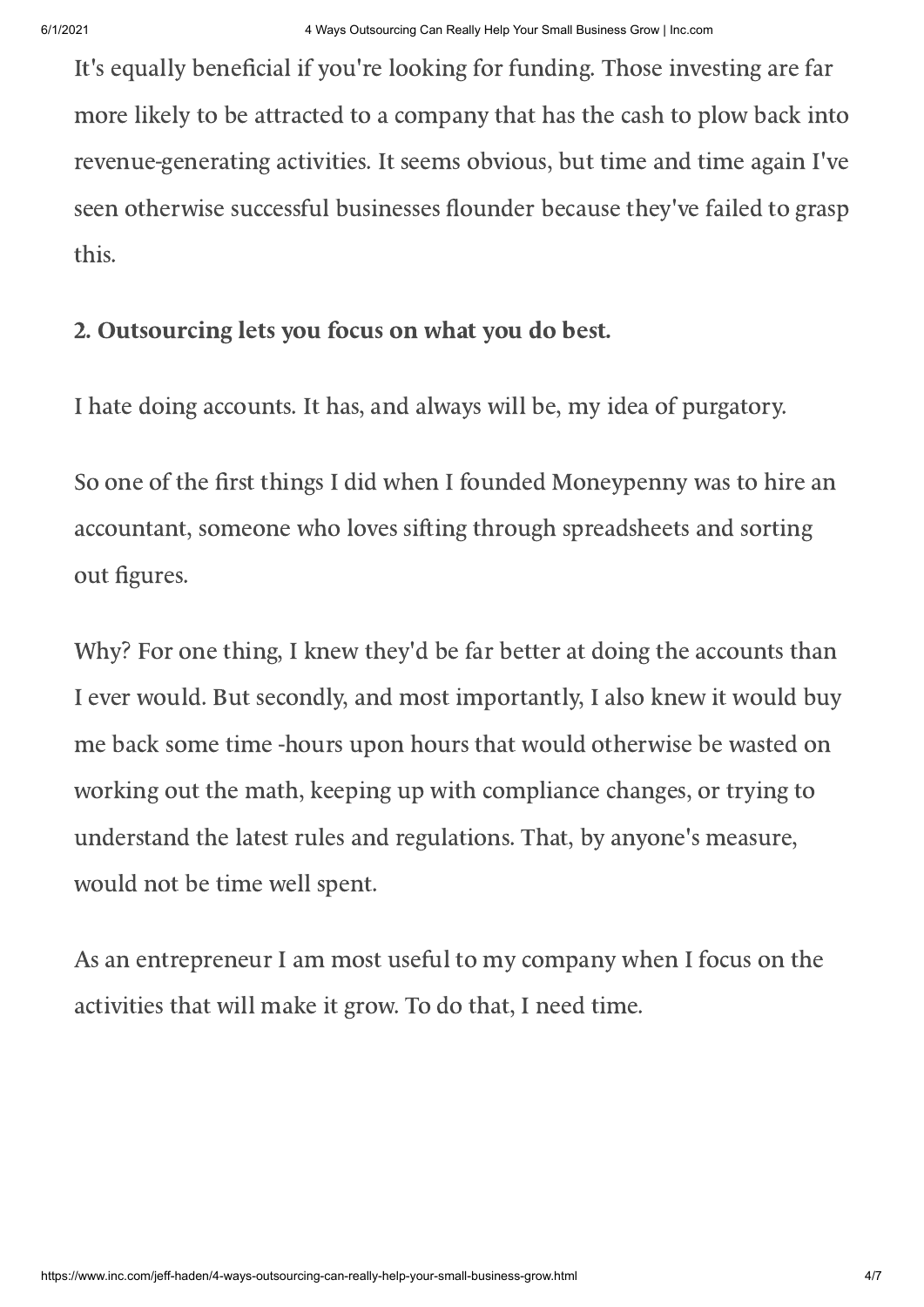It's equally beneficial if you're looking for funding. Those investing are far more likely to be attracted to a company that has the cash to plow back into revenue-generating activities. It seems obvious, but time and time again I've seen otherwise successful businesses flounder because they've failed to grasp this.

**2. Outsourcing lets you focus on what you do best.**

I hate doing accounts. It has, and always will be, my idea of purgatory.

So one of the first things I did when I founded Moneypenny was to hire an accountant, someone who loves sifting through spreadsheets and sorting out figures.

Why? For one thing, I knew they'd be far better at doing the accounts than I ever would. But secondly, and most importantly, I also knew it would buy me back some time -hours upon hours that would otherwise be wasted on working out the math, keeping up with compliance changes, or trying to understand the latest rules and regulations. That, by anyone's measure, would not be time well spent.

As an entrepreneur I am most useful to my company when I focus on the activities that will make it grow. To do that, I need time.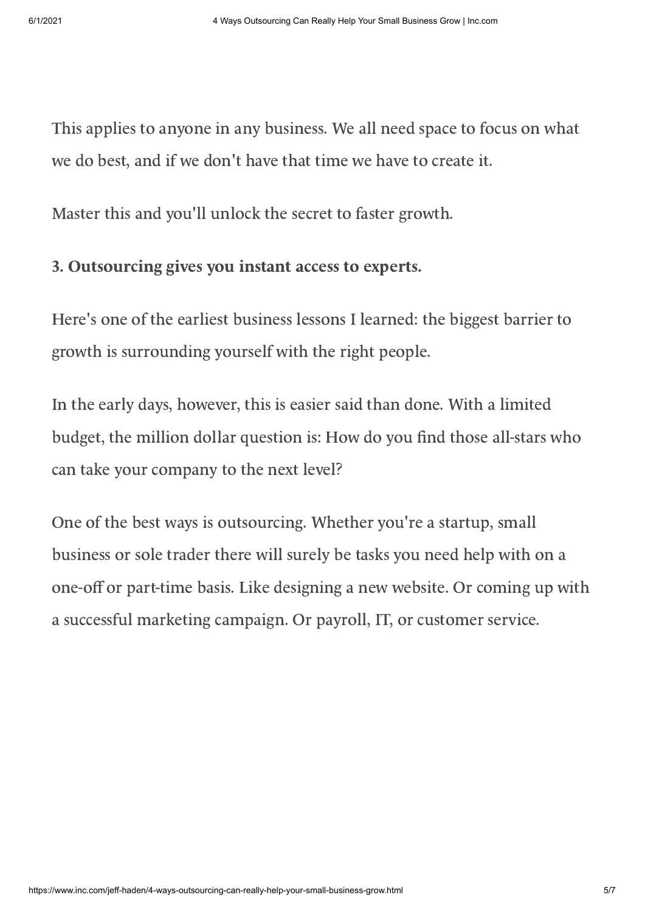This applies to anyone in any business. We all need space to focus on what we do best, and if we don't have that time we have to create it.

Master this and you'll unlock the secret to faster growth.

**3. Outsourcing gives you instant access to experts.**

Here's one of the earliest business lessons I learned: the biggest barrier to growth is surrounding yourself with the right people.

In the early days, however, this is easier said than done. With a limited budget, the million dollar question is: How do you find those all-stars who can take your company to the next level?

One of the best ways is outsourcing. Whether you're a startup, small business or sole trader there will surely be tasks you need help with on a one-off or part-time basis. Like designing a new website. Or coming up with a successful marketing campaign. Or payroll, IT, or customer service.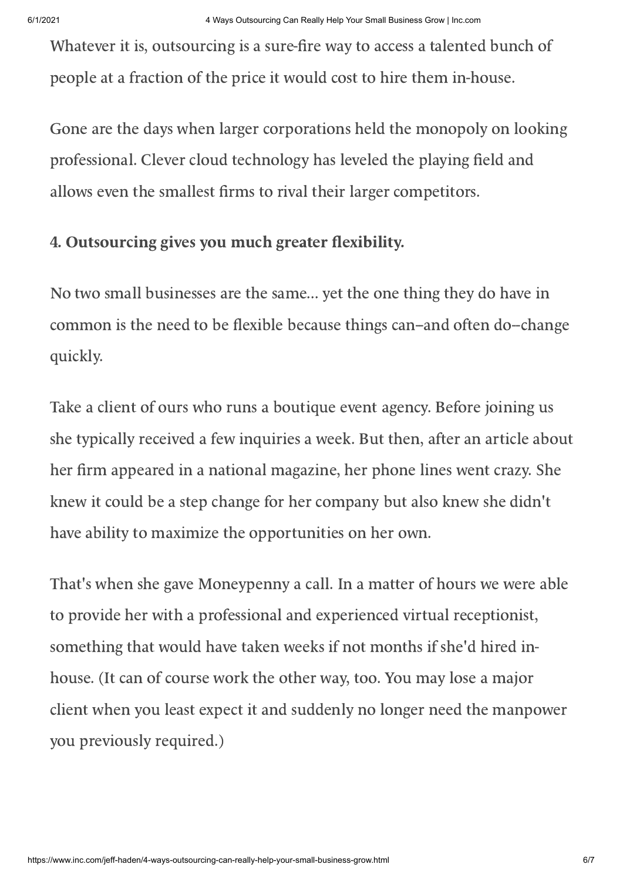Whatever it is, outsourcing is a sure-fire way to access a talented bunch of people at a fraction of the price it would cost to hire them in-house.

Gone are the days when larger corporations held the monopoly on looking professional. Clever cloud technology has leveled the playing field and allows even the smallest firms to rival their larger competitors.

**4. Outsourcing gives you much greater flexibility.**

No two small businesses are the same... yet the one thing they do have in common is the need to be flexible because things can--and often do--change quickly.

Take a client of ours who runs a boutique event agency. Before joining us she typically received a few inquiries a week. But then, after an article about her firm appeared in a national magazine, her phone lines went crazy. She knew it could be a step change for her company but also knew she didn't have ability to maximize the opportunities on her own.

That's when she gave Moneypenny a call. In a matter of hours we were able to provide her with a professional and experienced virtual receptionist, something that would have taken weeks if not months if she'd hired in-house. (It can of course work the other way, too. You may lose a major client when you least expect it and suddenly no longer need the manpower you previously required.)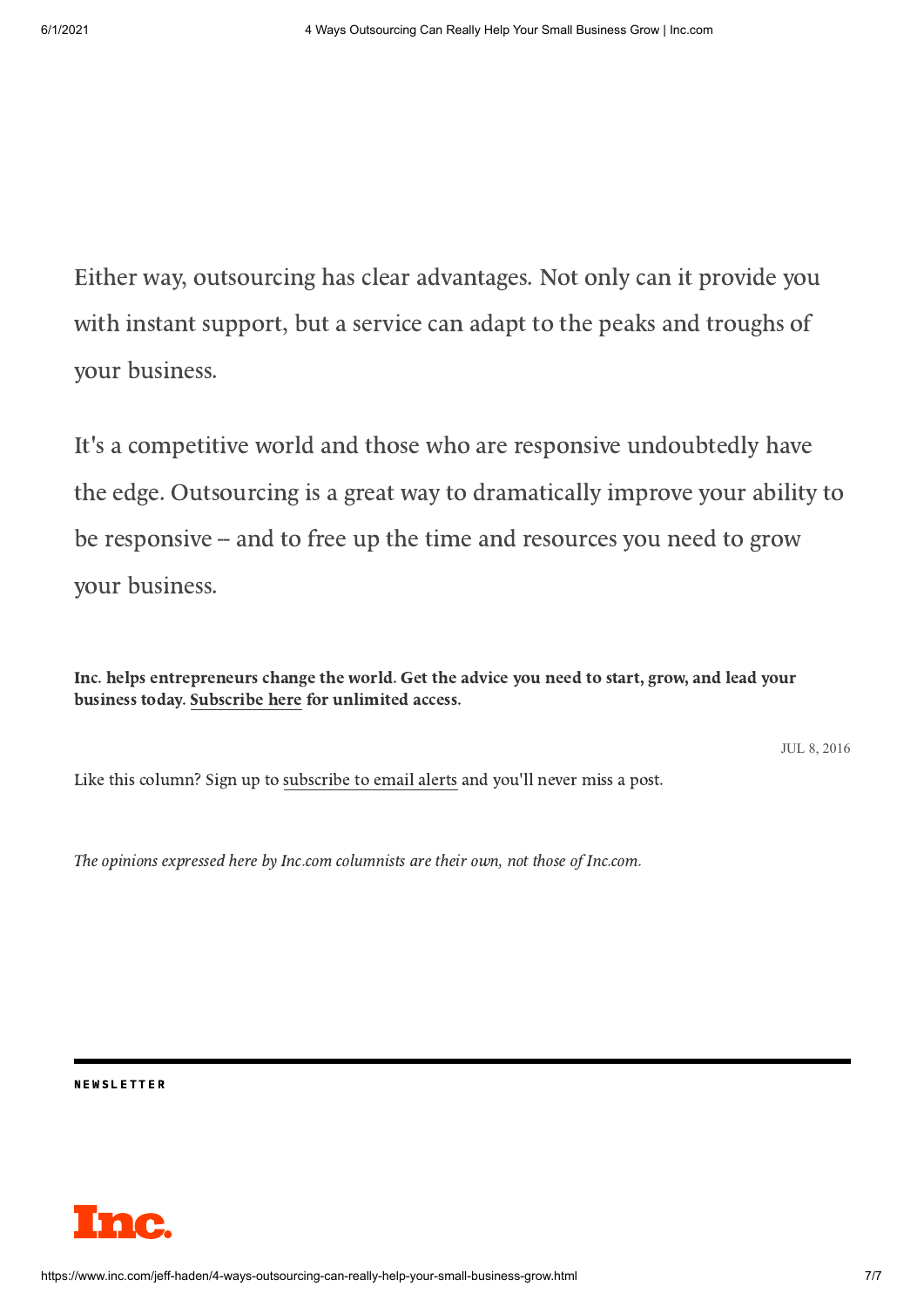Either way, outsourcing has clear advantages. Not only can it provide you with instant support, but a service can adapt to the peaks and troughs of your business.

It's a competitive world and those who are responsive undoubtedly have the edge. Outsourcing is a great way to dramatically improve your ability to be responsive -- and to free up the time and resources you need to grow your business.

**Inc. helps entrepreneurs change the world. Get the advice you need to start, grow, and lead your business today. Subscribe here for unlimited access.**

JUL 8, 2016

Like this column? Sign up to subscribe to email alerts and you'll never miss a post.

*The opinions expressed here by Inc.com columnists are their own, not those of Inc.com.*

NEWSLETTER

Inc.